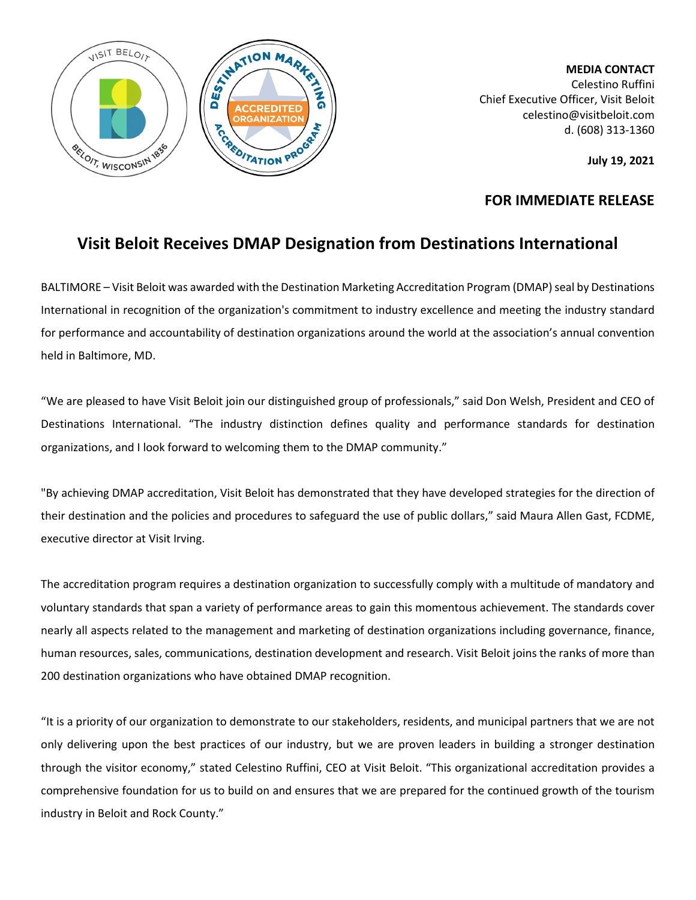**MEDIA CONTACT**
Celestino Ruffini
Chief Executive Officer, Visit Beloit
celestino@visitbeloit.com
d. (608) 313-1360

**July 19, 2021**

**FOR IMMEDIATE RELEASE**

# Visit Beloit Receives DMAP Designation from Destinations International

BALTIMORE – Visit Beloit was awarded with the Destination Marketing Accreditation Program (DMAP) seal by Destinations International in recognition of the organization's commitment to industry excellence and meeting the industry standard for performance and accountability of destination organizations around the world at the association's annual convention held in Baltimore, MD.

"We are pleased to have Visit Beloit join our distinguished group of professionals," said Don Welsh, President and CEO of Destinations International. "The industry distinction defines quality and performance standards for destination organizations, and I look forward to welcoming them to the DMAP community."

"By achieving DMAP accreditation, Visit Beloit has demonstrated that they have developed strategies for the direction of their destination and the policies and procedures to safeguard the use of public dollars," said Maura Allen Gast, FCDME, executive director at Visit Irving.

The accreditation program requires a destination organization to successfully comply with a multitude of mandatory and voluntary standards that span a variety of performance areas to gain this momentous achievement. The standards cover nearly all aspects related to the management and marketing of destination organizations including governance, finance, human resources, sales, communications, destination development and research. Visit Beloit joins the ranks of more than 200 destination organizations who have obtained DMAP recognition.

"It is a priority of our organization to demonstrate to our stakeholders, residents, and municipal partners that we are not only delivering upon the best practices of our industry, but we are proven leaders in building a stronger destination through the visitor economy," stated Celestino Ruffini, CEO at Visit Beloit. "This organizational accreditation provides a comprehensive foundation for us to build on and ensures that we are prepared for the continued growth of the tourism industry in Beloit and Rock County."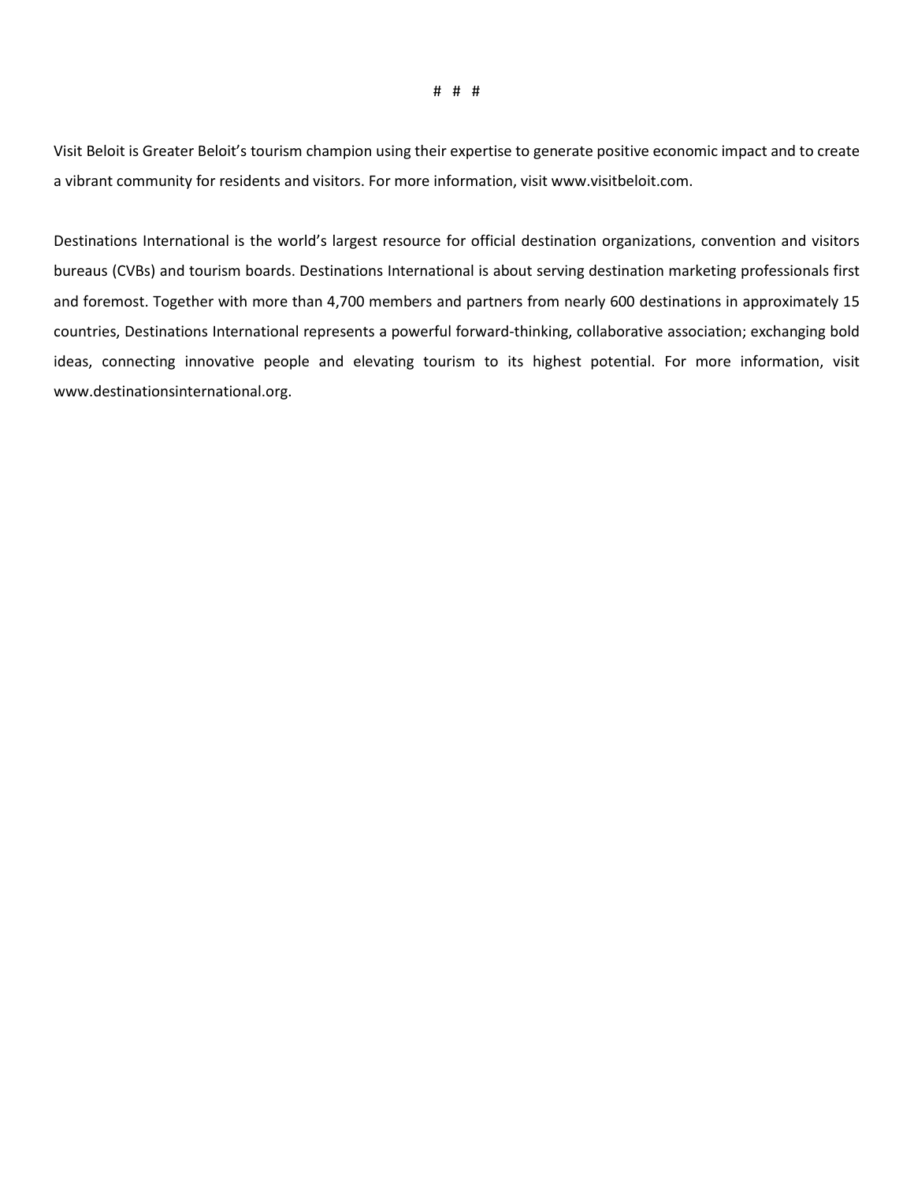# # #

Visit Beloit is Greater Beloit's tourism champion using their expertise to generate positive economic impact and to create a vibrant community for residents and visitors. For more information, visit www.visitbeloit.com.

Destinations International is the world's largest resource for official destination organizations, convention and visitors bureaus (CVBs) and tourism boards. Destinations International is about serving destination marketing professionals first and foremost. Together with more than 4,700 members and partners from nearly 600 destinations in approximately 15 countries, Destinations International represents a powerful forward-thinking, collaborative association; exchanging bold ideas, connecting innovative people and elevating tourism to its highest potential. For more information, visit www.destinationsinternational.org.